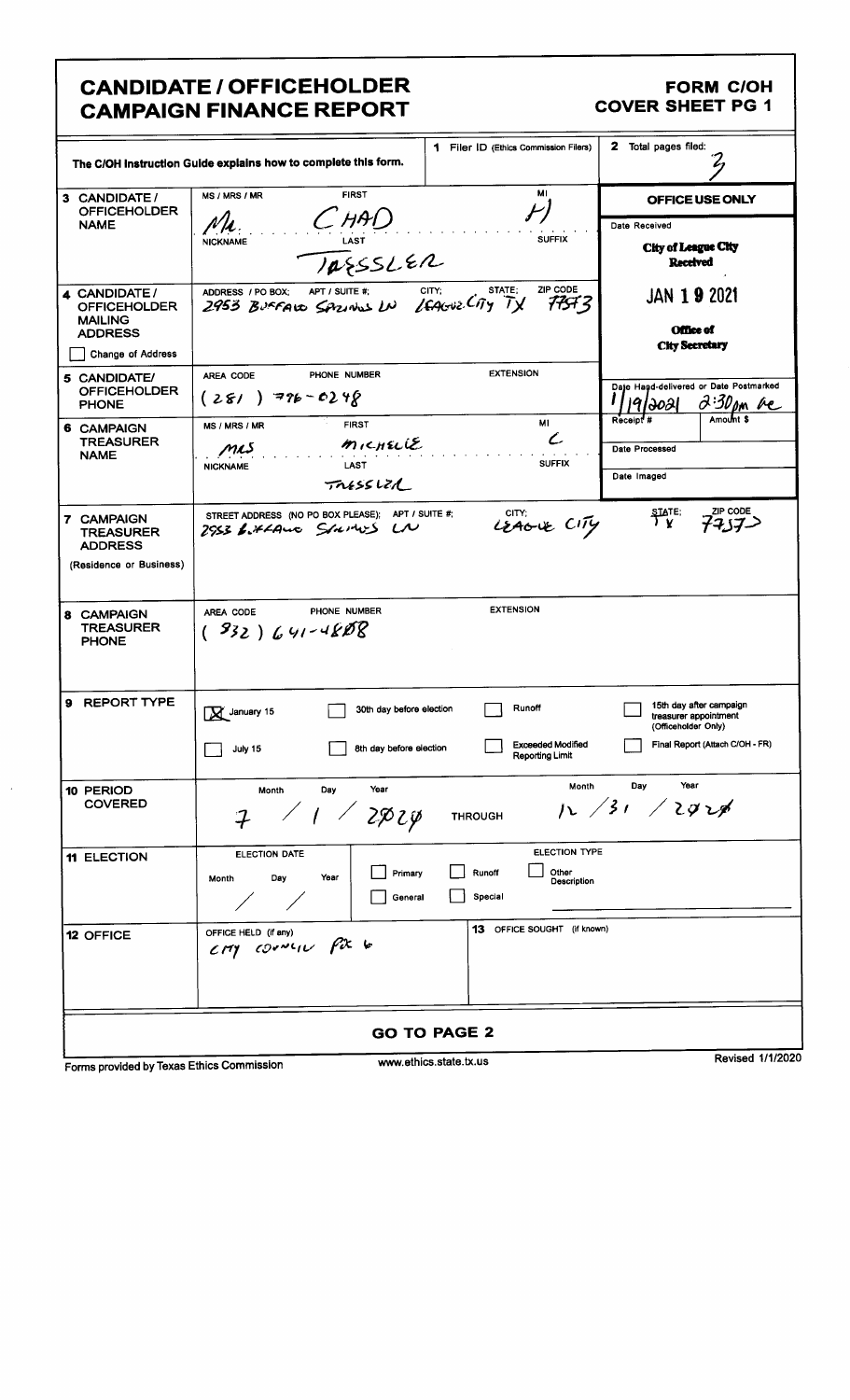# CANDIDATE / OFFICEHOLDER CAMPAIGN FINANCE REPORT

## FORM C/OH COVER SHEET PG 1

The C/OH Instruction Guide explains how to complete this form.

**1** Filer ID (Ethics Commission Filers)

**2** Total pages filed: 3

| | | |
|---|---|---|
| **3 CANDIDATE / OFFICEHOLDER NAME** | MS / MRS / MR: Mr. FIRST: CHAD MI: H NICKNAME: LAST: TAESSLER SUFFIX: | **OFFICE USE ONLY** Date Received: City of League City Received JAN 19 2021 Office of City Secretary |
| **4 CANDIDATE / OFFICEHOLDER MAILING ADDRESS** ☐ Change of Address | ADDRESS / PO BOX; APT / SUITE #; CITY; STATE; ZIP CODE: 2953 BUFFALO SPRINGS LN LEAGUE CITY TX 77573 | |
| **5 CANDIDATE/ OFFICEHOLDER PHONE** | AREA CODE / PHONE NUMBER / EXTENSION: (281) 796-0248 | Date Hand-delivered or Date Postmarked: 1/19/2021 2:30pm be Receipt #: Amount $: Date Processed: Date Imaged: |
| **6 CAMPAIGN TREASURER NAME** | MS / MRS / MR: MRS FIRST: MICHELLE MI: C NICKNAME: LAST: TAESSLER SUFFIX: | |
| **7 CAMPAIGN TREASURER ADDRESS** (Residence or Business) | STREET ADDRESS (NO PO BOX PLEASE); APT / SUITE #; CITY; STATE; ZIP CODE: 2953 BUFFALO SPRINGS LN LEAGUE CITY TX 77573 | |
| **8 CAMPAIGN TREASURER PHONE** | AREA CODE / PHONE NUMBER / EXTENSION: (832) 641-4808 | |

| | |
|---|---|
| **9 REPORT TYPE** | ☒ January 15 ☐ 30th day before election ☐ Runoff ☐ 15th day after campaign treasurer appointment (Officeholder Only) ☐ July 15 ☐ 8th day before election ☐ Exceeded Modified Reporting Limit ☐ Final Report (Attach C/OH - FR) |
| **10 PERIOD COVERED** | Month / Day / Year: 7 / 1 / 2020 THROUGH Month / Day / Year: 12 / 31 / 2020 |
| **11 ELECTION** | ELECTION DATE Month / Day / Year: / / ☐ Primary ☐ General ☐ Runoff ☐ Special ELECTION TYPE ☐ Other Description |
| **12 OFFICE** | OFFICE HELD (if any): CITY COUNCIL POS 6 **13** OFFICE SOUGHT (if known): |

**GO TO PAGE 2**

Forms provided by Texas Ethics Commission www.ethics.state.tx.us Revised 1/1/2020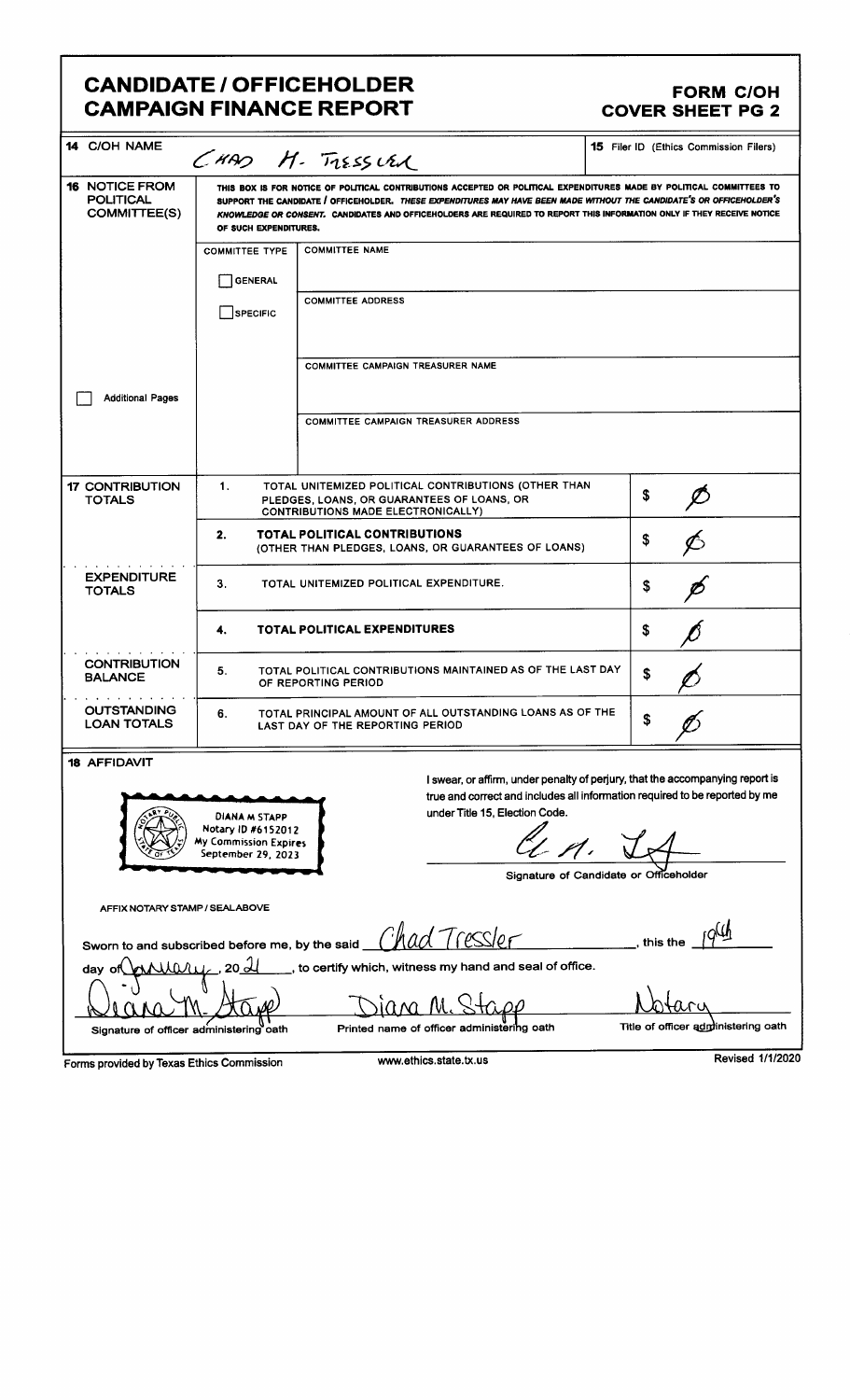# CANDIDATE / OFFICEHOLDER CAMPAIGN FINANCE REPORT

**FORM C/OH COVER SHEET PG 2**

| | | |
|---|---|---|
| **14** C/OH NAME | CHAD H. TRESSLER | **15** Filer ID (Ethics Commission Filers) |

**16 NOTICE FROM POLITICAL COMMITTEE(S)**

THIS BOX IS FOR NOTICE OF POLITICAL CONTRIBUTIONS ACCEPTED OR POLITICAL EXPENDITURES MADE BY POLITICAL COMMITTEES TO SUPPORT THE CANDIDATE / OFFICEHOLDER. *THESE EXPENDITURES MAY HAVE BEEN MADE WITHOUT THE CANDIDATE'S OR OFFICEHOLDER'S KNOWLEDGE OR CONSENT.* CANDIDATES AND OFFICEHOLDERS ARE REQUIRED TO REPORT THIS INFORMATION ONLY IF THEY RECEIVE NOTICE OF SUCH EXPENDITURES.

| COMMITTEE TYPE | |
|---|---|
| ☐ GENERAL | COMMITTEE NAME |
| ☐ SPECIFIC | COMMITTEE ADDRESS |
| | COMMITTEE CAMPAIGN TREASURER NAME |
| | COMMITTEE CAMPAIGN TREASURER ADDRESS |

☐ Additional Pages

| | | | |
|---|---|---|---|
| **17 CONTRIBUTION TOTALS** | 1. | TOTAL UNITEMIZED POLITICAL CONTRIBUTIONS (OTHER THAN PLEDGES, LOANS, OR GUARANTEES OF LOANS, OR CONTRIBUTIONS MADE ELECTRONICALLY) | $ Ø |
| | 2. | **TOTAL POLITICAL CONTRIBUTIONS** (OTHER THAN PLEDGES, LOANS, OR GUARANTEES OF LOANS) | $ Ø |
| **EXPENDITURE TOTALS** | 3. | TOTAL UNITEMIZED POLITICAL EXPENDITURE. | $ Ø |
| | 4. | **TOTAL POLITICAL EXPENDITURES** | $ Ø |
| **CONTRIBUTION BALANCE** | 5. | TOTAL POLITICAL CONTRIBUTIONS MAINTAINED AS OF THE LAST DAY OF REPORTING PERIOD | $ Ø |
| **OUTSTANDING LOAN TOTALS** | 6. | TOTAL PRINCIPAL AMOUNT OF ALL OUTSTANDING LOANS AS OF THE LAST DAY OF THE REPORTING PERIOD | $ Ø |

**18 AFFIDAVIT**

DIANA M STAPP
Notary ID #6152012
My Commission Expires
September 29, 2023

I swear, or affirm, under penalty of perjury, that the accompanying report is true and correct and includes all information required to be reported by me under Title 15, Election Code.

C. H. T. [signature]

Signature of Candidate or Officeholder

AFFIX NOTARY STAMP / SEALABOVE

Sworn to and subscribed before me, by the said Chad Tressler, this the 19th day of January, 20 21, to certify which, witness my hand and seal of office.

| Diana M. Stapp [signature] | Diana M. Stapp | Notary |
|---|---|---|
| Signature of officer administering oath | Printed name of officer administering oath | Title of officer administering oath |

Forms provided by Texas Ethics Commission www.ethics.state.tx.us Revised 1/1/2020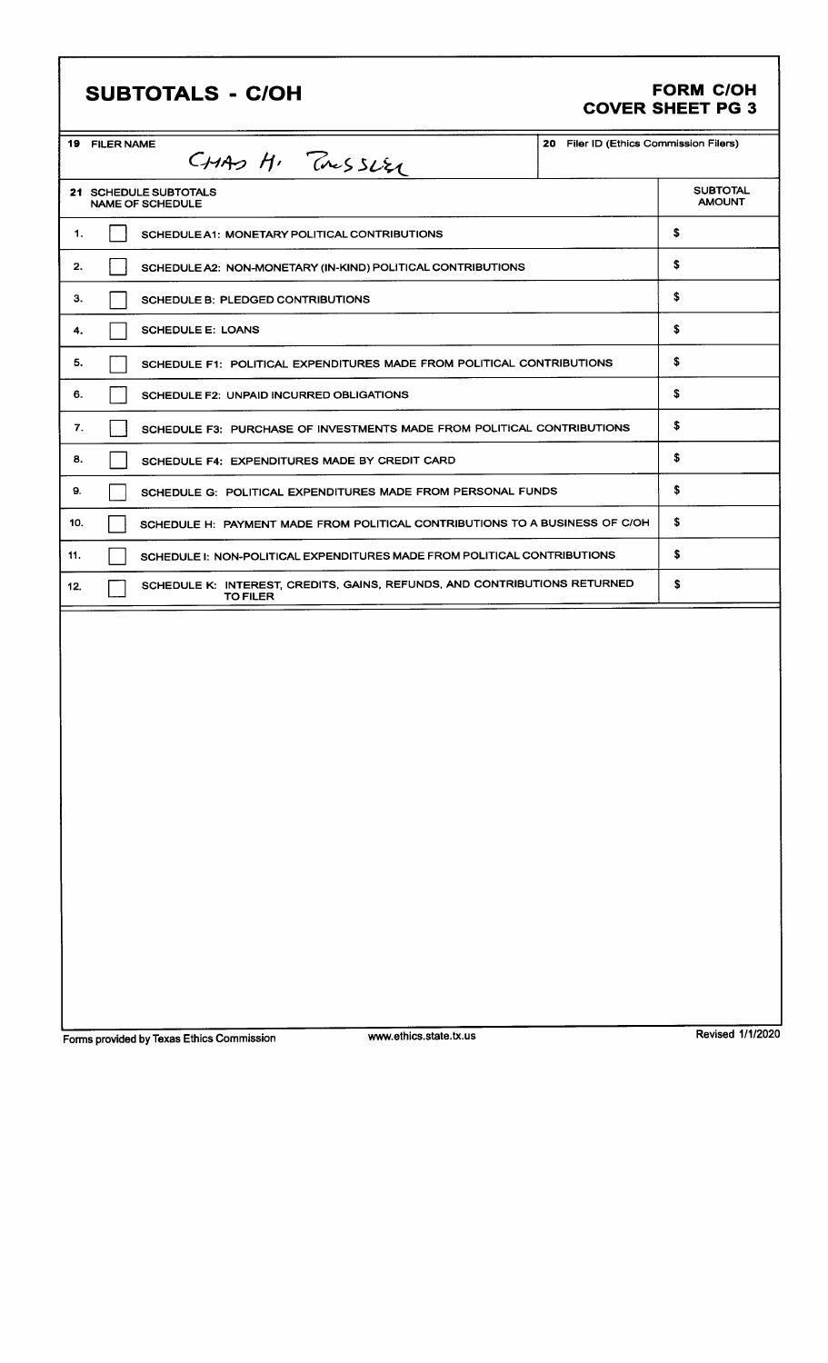# SUBTOTALS - C/OH

**FORM C/OH**
**COVER SHEET PG 3**

| 19 FILER NAME | 20 Filer ID (Ethics Commission Filers) |
|---|---|
| CHAS H. TRESSLER | |

| 21 SCHEDULE SUBTOTALS NAME OF SCHEDULE | | SUBTOTAL AMOUNT |
|---|---|---|
| 1. | SCHEDULE A1: MONETARY POLITICAL CONTRIBUTIONS | $ |
| 2. | SCHEDULE A2: NON-MONETARY (IN-KIND) POLITICAL CONTRIBUTIONS | $ |
| 3. | SCHEDULE B: PLEDGED CONTRIBUTIONS | $ |
| 4. | SCHEDULE E: LOANS | $ |
| 5. | SCHEDULE F1: POLITICAL EXPENDITURES MADE FROM POLITICAL CONTRIBUTIONS | $ |
| 6. | SCHEDULE F2: UNPAID INCURRED OBLIGATIONS | $ |
| 7. | SCHEDULE F3: PURCHASE OF INVESTMENTS MADE FROM POLITICAL CONTRIBUTIONS | $ |
| 8. | SCHEDULE F4: EXPENDITURES MADE BY CREDIT CARD | $ |
| 9. | SCHEDULE G: POLITICAL EXPENDITURES MADE FROM PERSONAL FUNDS | $ |
| 10. | SCHEDULE H: PAYMENT MADE FROM POLITICAL CONTRIBUTIONS TO A BUSINESS OF C/OH | $ |
| 11. | SCHEDULE I: NON-POLITICAL EXPENDITURES MADE FROM POLITICAL CONTRIBUTIONS | $ |
| 12. | SCHEDULE K: INTEREST, CREDITS, GAINS, REFUNDS, AND CONTRIBUTIONS RETURNED TO FILER | $ |

Forms provided by Texas Ethics Commission www.ethics.state.tx.us Revised 1/1/2020